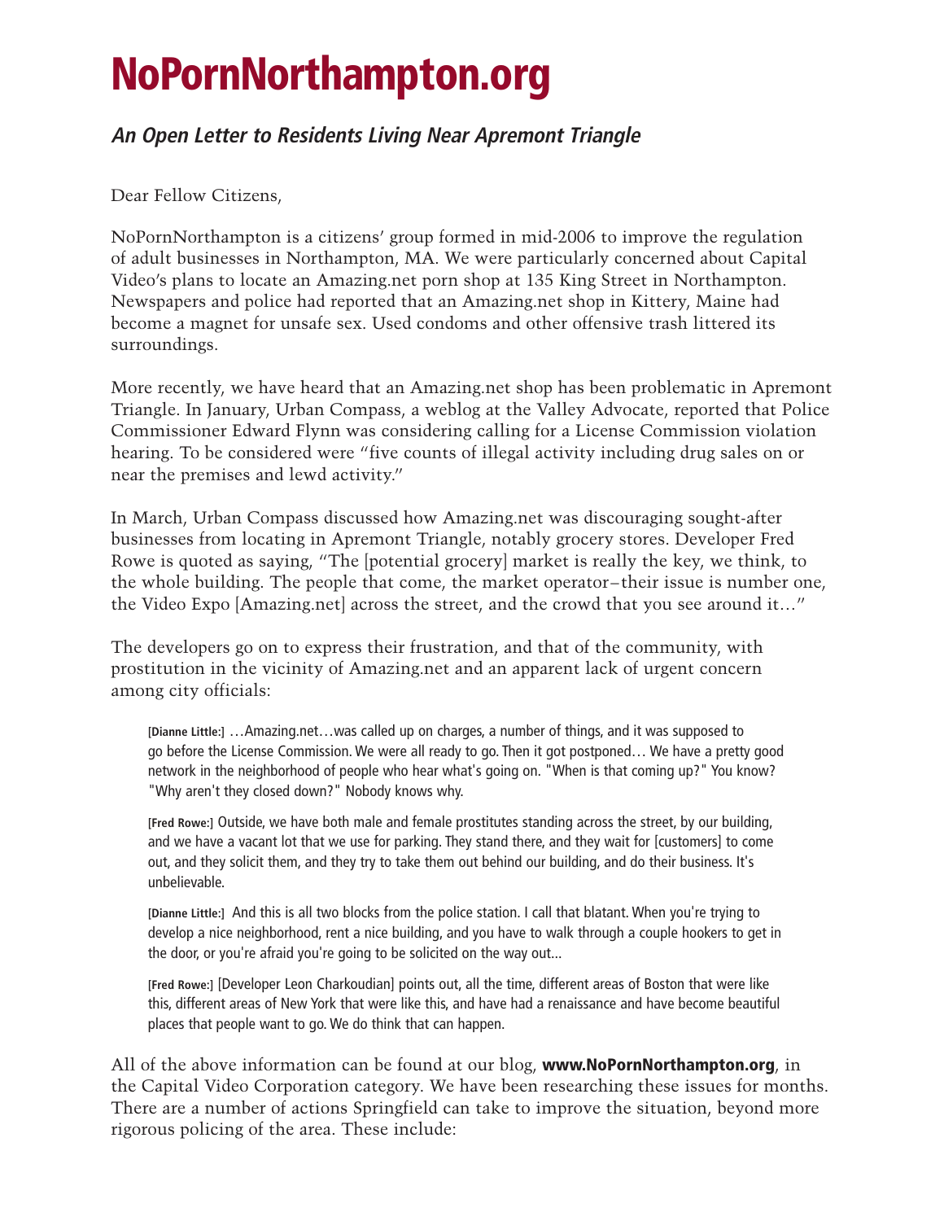# NoPornNorthampton.org

## *An Open Letter to Residents Living Near Apremont Triangle*

Dear Fellow Citizens,

NoPornNorthampton is a citizens' group formed in mid-2006 to improve the regulation of adult businesses in Northampton, MA. We were particularly concerned about Capital Video's plans to locate an Amazing.net porn shop at 135 King Street in Northampton. Newspapers and police had reported that an Amazing.net shop in Kittery, Maine had become a magnet for unsafe sex. Used condoms and other offensive trash littered its surroundings.

More recently, we have heard that an Amazing.net shop has been problematic in Apremont Triangle. In January, Urban Compass, a weblog at the Valley Advocate, reported that Police Commissioner Edward Flynn was considering calling for a License Commission violation hearing. To be considered were "five counts of illegal activity including drug sales on or near the premises and lewd activity."

In March, Urban Compass discussed how Amazing.net was discouraging sought-after businesses from locating in Apremont Triangle, notably grocery stores. Developer Fred Rowe is quoted as saying, "The [potential grocery] market is really the key, we think, to the whole building. The people that come, the market operator–their issue is number one, the Video Expo [Amazing.net] across the street, and the crowd that you see around it…"

The developers go on to express their frustration, and that of the community, with prostitution in the vicinity of Amazing.net and an apparent lack of urgent concern among city officials:

> **[Dianne Little:]** …Amazing.net…was called up on charges, a number of things, and it was supposed to go before the License Commission. We were all ready to go. Then it got postponed… We have a pretty good network in the neighborhood of people who hear what's going on. "When is that coming up?" You know? "Why aren't they closed down?" Nobody knows why.
>
> **[Fred Rowe:]** Outside, we have both male and female prostitutes standing across the street, by our building, and we have a vacant lot that we use for parking. They stand there, and they wait for [customers] to come out, and they solicit them, and they try to take them out behind our building, and do their business. It's unbelievable.
>
> **[Dianne Little:]** And this is all two blocks from the police station. I call that blatant. When you're trying to develop a nice neighborhood, rent a nice building, and you have to walk through a couple hookers to get in the door, or you're afraid you're going to be solicited on the way out...
>
> **[Fred Rowe:]** [Developer Leon Charkoudian] points out, all the time, different areas of Boston that were like this, different areas of New York that were like this, and have had a renaissance and have become beautiful places that people want to go. We do think that can happen.

All of the above information can be found at our blog, **www.NoPornNorthampton.org**, in the Capital Video Corporation category. We have been researching these issues for months. There are a number of actions Springfield can take to improve the situation, beyond more rigorous policing of the area. These include: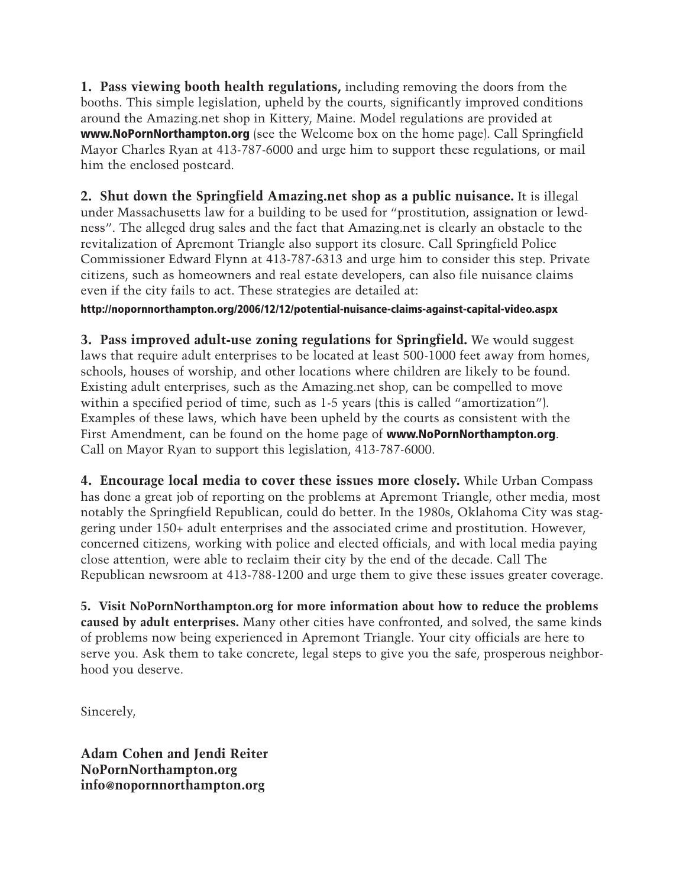**1. Pass viewing booth health regulations,** including removing the doors from the booths. This simple legislation, upheld by the courts, significantly improved conditions around the Amazing.net shop in Kittery, Maine. Model regulations are provided at **www.NoPornNorthampton.org** (see the Welcome box on the home page). Call Springfield Mayor Charles Ryan at 413-787-6000 and urge him to support these regulations, or mail him the enclosed postcard.

**2. Shut down the Springfield Amazing.net shop as a public nuisance.** It is illegal under Massachusetts law for a building to be used for "prostitution, assignation or lewdness". The alleged drug sales and the fact that Amazing.net is clearly an obstacle to the revitalization of Apremont Triangle also support its closure. Call Springfield Police Commissioner Edward Flynn at 413-787-6313 and urge him to consider this step. Private citizens, such as homeowners and real estate developers, can also file nuisance claims even if the city fails to act. These strategies are detailed at:

**http://nopornnorthampton.org/2006/12/12/potential-nuisance-claims-against-capital-video.aspx**

**3. Pass improved adult-use zoning regulations for Springfield.** We would suggest laws that require adult enterprises to be located at least 500-1000 feet away from homes, schools, houses of worship, and other locations where children are likely to be found. Existing adult enterprises, such as the Amazing.net shop, can be compelled to move within a specified period of time, such as 1-5 years (this is called "amortization"). Examples of these laws, which have been upheld by the courts as consistent with the First Amendment, can be found on the home page of **www.NoPornNorthampton.org**. Call on Mayor Ryan to support this legislation, 413-787-6000.

**4. Encourage local media to cover these issues more closely.** While Urban Compass has done a great job of reporting on the problems at Apremont Triangle, other media, most notably the Springfield Republican, could do better. In the 1980s, Oklahoma City was staggering under 150+ adult enterprises and the associated crime and prostitution. However, concerned citizens, working with police and elected officials, and with local media paying close attention, were able to reclaim their city by the end of the decade. Call The Republican newsroom at 413-788-1200 and urge them to give these issues greater coverage.

**5. Visit NoPornNorthampton.org for more information about how to reduce the problems caused by adult enterprises.** Many other cities have confronted, and solved, the same kinds of problems now being experienced in Apremont Triangle. Your city officials are here to serve you. Ask them to take concrete, legal steps to give you the safe, prosperous neighborhood you deserve.

Sincerely,

**Adam Cohen and Jendi Reiter**
**NoPornNorthampton.org**
**info@nopornnorthampton.org**